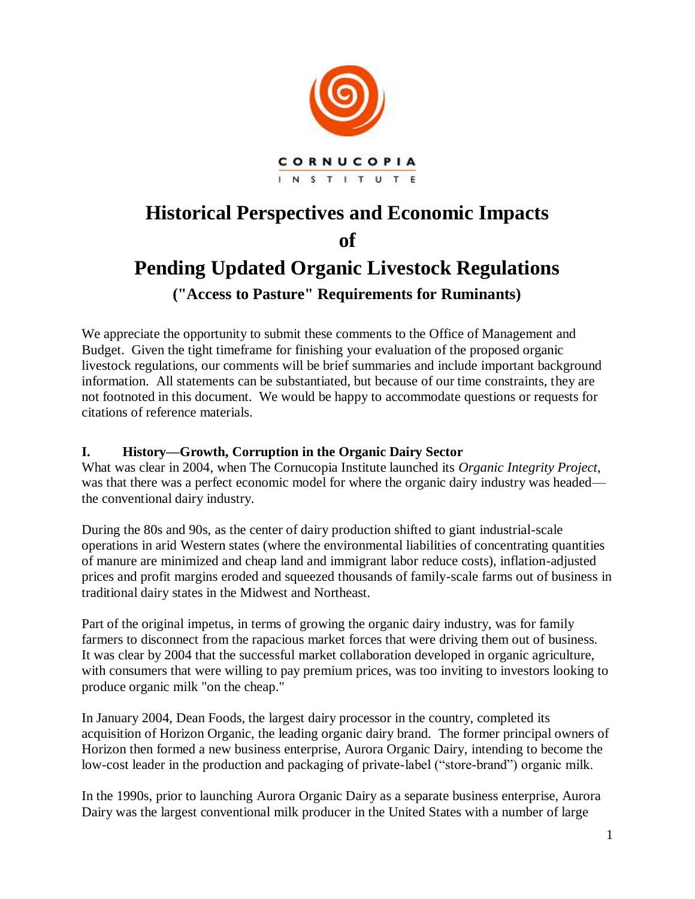CORNUCOPIA

INSTITUTE

# Historical Perspectives and Economic Impacts of Pending Updated Organic Livestock Regulations

## ("Access to Pasture" Requirements for Ruminants)

We appreciate the opportunity to submit these comments to the Office of Management and Budget. Given the tight timeframe for finishing your evaluation of the proposed organic livestock regulations, our comments will be brief summaries and include important background information. All statements can be substantiated, but because of our time constraints, they are not footnoted in this document. We would be happy to accommodate questions or requests for citations of reference materials.

### I. History—Growth, Corruption in the Organic Dairy Sector

What was clear in 2004, when The Cornucopia Institute launched its *Organic Integrity Project*, was that there was a perfect economic model for where the organic dairy industry was headed—the conventional dairy industry.

During the 80s and 90s, as the center of dairy production shifted to giant industrial-scale operations in arid Western states (where the environmental liabilities of concentrating quantities of manure are minimized and cheap land and immigrant labor reduce costs), inflation-adjusted prices and profit margins eroded and squeezed thousands of family-scale farms out of business in traditional dairy states in the Midwest and Northeast.

Part of the original impetus, in terms of growing the organic dairy industry, was for family farmers to disconnect from the rapacious market forces that were driving them out of business. It was clear by 2004 that the successful market collaboration developed in organic agriculture, with consumers that were willing to pay premium prices, was too inviting to investors looking to produce organic milk "on the cheap."

In January 2004, Dean Foods, the largest dairy processor in the country, completed its acquisition of Horizon Organic, the leading organic dairy brand. The former principal owners of Horizon then formed a new business enterprise, Aurora Organic Dairy, intending to become the low-cost leader in the production and packaging of private-label ("store-brand") organic milk.

In the 1990s, prior to launching Aurora Organic Dairy as a separate business enterprise, Aurora Dairy was the largest conventional milk producer in the United States with a number of large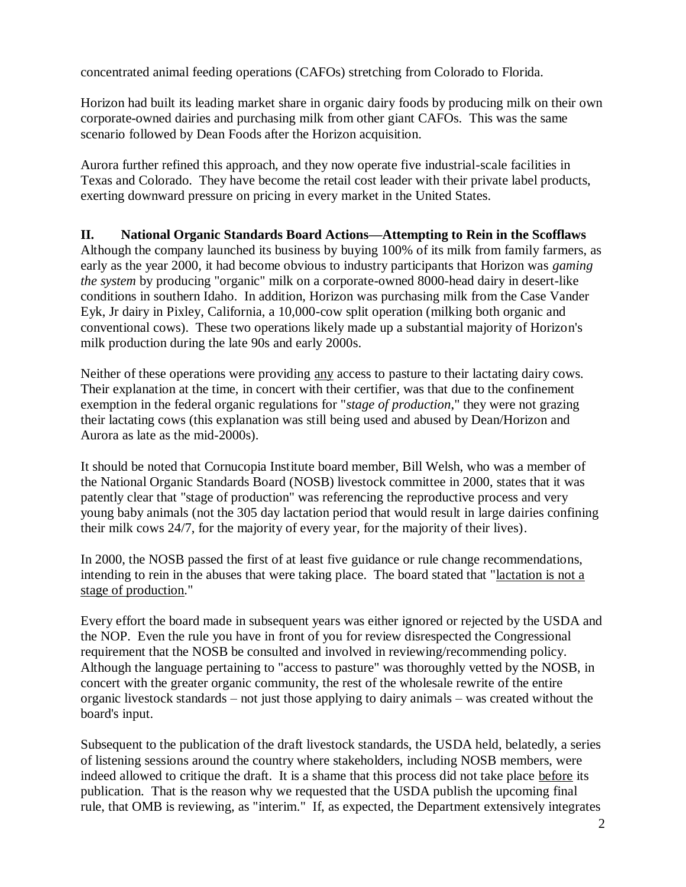concentrated animal feeding operations (CAFOs) stretching from Colorado to Florida.

Horizon had built its leading market share in organic dairy foods by producing milk on their own corporate-owned dairies and purchasing milk from other giant CAFOs. This was the same scenario followed by Dean Foods after the Horizon acquisition.

Aurora further refined this approach, and they now operate five industrial-scale facilities in Texas and Colorado. They have become the retail cost leader with their private label products, exerting downward pressure on pricing in every market in the United States.

## II. National Organic Standards Board Actions—Attempting to Rein in the Scofflaws

Although the company launched its business by buying 100% of its milk from family farmers, as early as the year 2000, it had become obvious to industry participants that Horizon was *gaming the system* by producing "organic" milk on a corporate-owned 8000-head dairy in desert-like conditions in southern Idaho. In addition, Horizon was purchasing milk from the Case Vander Eyk, Jr dairy in Pixley, California, a 10,000-cow split operation (milking both organic and conventional cows). These two operations likely made up a substantial majority of Horizon's milk production during the late 90s and early 2000s.

Neither of these operations were providing any access to pasture to their lactating dairy cows. Their explanation at the time, in concert with their certifier, was that due to the confinement exemption in the federal organic regulations for "*stage of production*," they were not grazing their lactating cows (this explanation was still being used and abused by Dean/Horizon and Aurora as late as the mid-2000s).

It should be noted that Cornucopia Institute board member, Bill Welsh, who was a member of the National Organic Standards Board (NOSB) livestock committee in 2000, states that it was patently clear that "stage of production" was referencing the reproductive process and very young baby animals (not the 305 day lactation period that would result in large dairies confining their milk cows 24/7, for the majority of every year, for the majority of their lives).

In 2000, the NOSB passed the first of at least five guidance or rule change recommendations, intending to rein in the abuses that were taking place. The board stated that "lactation is not a stage of production."

Every effort the board made in subsequent years was either ignored or rejected by the USDA and the NOP. Even the rule you have in front of you for review disrespected the Congressional requirement that the NOSB be consulted and involved in reviewing/recommending policy. Although the language pertaining to "access to pasture" was thoroughly vetted by the NOSB, in concert with the greater organic community, the rest of the wholesale rewrite of the entire organic livestock standards – not just those applying to dairy animals – was created without the board's input.

Subsequent to the publication of the draft livestock standards, the USDA held, belatedly, a series of listening sessions around the country where stakeholders, including NOSB members, were indeed allowed to critique the draft. It is a shame that this process did not take place before its publication. That is the reason why we requested that the USDA publish the upcoming final rule, that OMB is reviewing, as "interim." If, as expected, the Department extensively integrates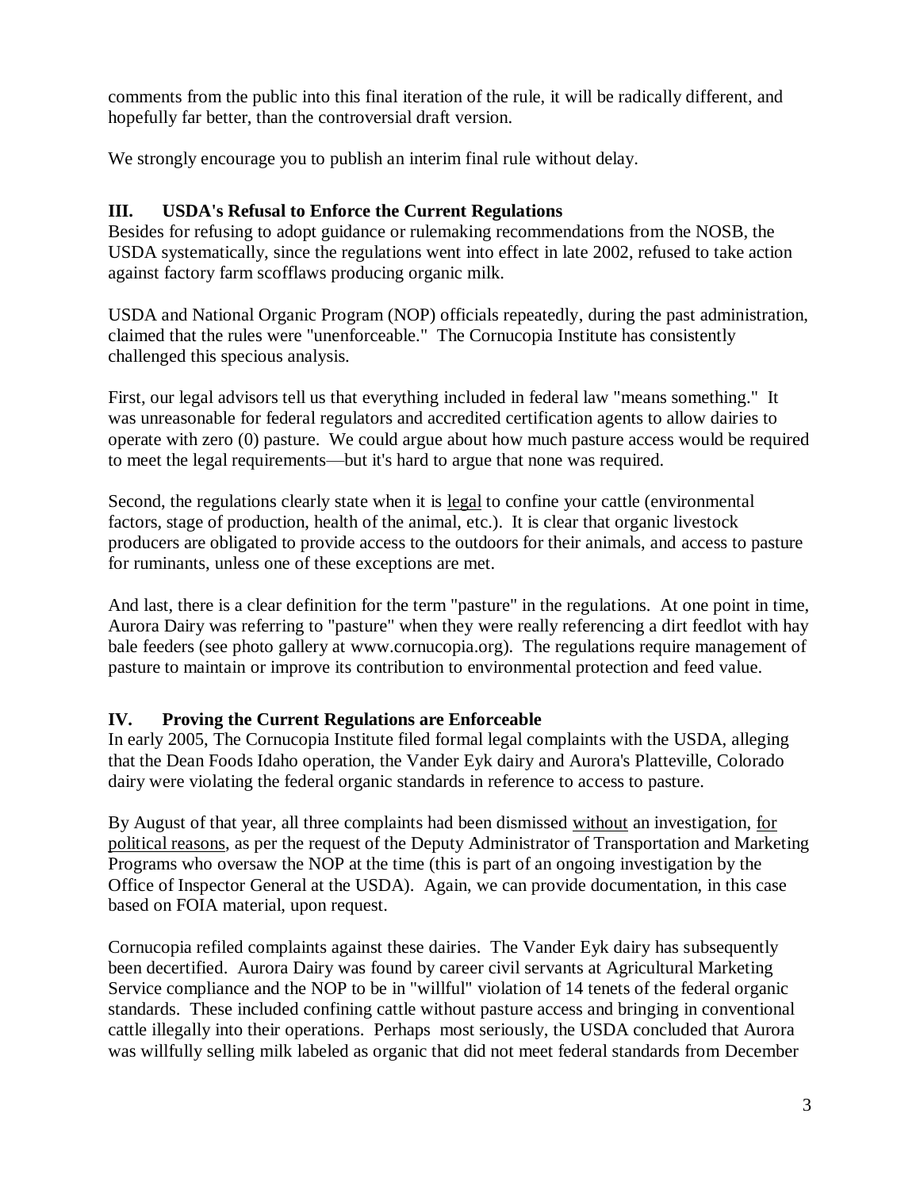comments from the public into this final iteration of the rule, it will be radically different, and hopefully far better, than the controversial draft version.

We strongly encourage you to publish an interim final rule without delay.

### III. USDA's Refusal to Enforce the Current Regulations

Besides for refusing to adopt guidance or rulemaking recommendations from the NOSB, the USDA systematically, since the regulations went into effect in late 2002, refused to take action against factory farm scofflaws producing organic milk.

USDA and National Organic Program (NOP) officials repeatedly, during the past administration, claimed that the rules were "unenforceable." The Cornucopia Institute has consistently challenged this specious analysis.

First, our legal advisors tell us that everything included in federal law "means something." It was unreasonable for federal regulators and accredited certification agents to allow dairies to operate with zero (0) pasture. We could argue about how much pasture access would be required to meet the legal requirements—but it's hard to argue that none was required.

Second, the regulations clearly state when it is legal to confine your cattle (environmental factors, stage of production, health of the animal, etc.). It is clear that organic livestock producers are obligated to provide access to the outdoors for their animals, and access to pasture for ruminants, unless one of these exceptions are met.

And last, there is a clear definition for the term "pasture" in the regulations. At one point in time, Aurora Dairy was referring to "pasture" when they were really referencing a dirt feedlot with hay bale feeders (see photo gallery at www.cornucopia.org). The regulations require management of pasture to maintain or improve its contribution to environmental protection and feed value.

### IV. Proving the Current Regulations are Enforceable

In early 2005, The Cornucopia Institute filed formal legal complaints with the USDA, alleging that the Dean Foods Idaho operation, the Vander Eyk dairy and Aurora's Platteville, Colorado dairy were violating the federal organic standards in reference to access to pasture.

By August of that year, all three complaints had been dismissed without an investigation, for political reasons, as per the request of the Deputy Administrator of Transportation and Marketing Programs who oversaw the NOP at the time (this is part of an ongoing investigation by the Office of Inspector General at the USDA). Again, we can provide documentation, in this case based on FOIA material, upon request.

Cornucopia refiled complaints against these dairies. The Vander Eyk dairy has subsequently been decertified. Aurora Dairy was found by career civil servants at Agricultural Marketing Service compliance and the NOP to be in "willful" violation of 14 tenets of the federal organic standards. These included confining cattle without pasture access and bringing in conventional cattle illegally into their operations. Perhaps most seriously, the USDA concluded that Aurora was willfully selling milk labeled as organic that did not meet federal standards from December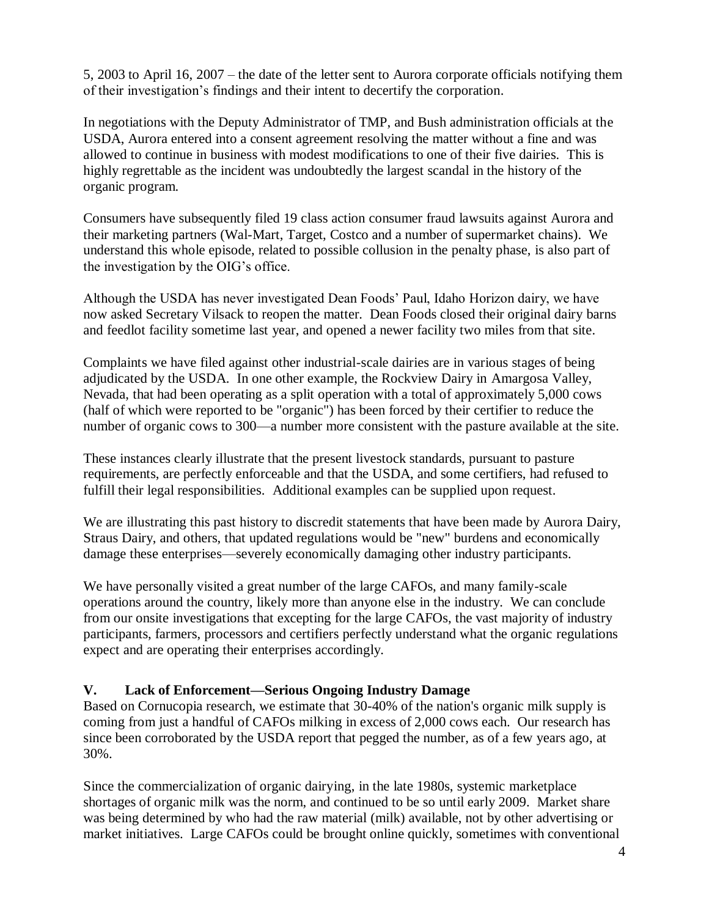5, 2003 to April 16, 2007 – the date of the letter sent to Aurora corporate officials notifying them of their investigation's findings and their intent to decertify the corporation.

In negotiations with the Deputy Administrator of TMP, and Bush administration officials at the USDA, Aurora entered into a consent agreement resolving the matter without a fine and was allowed to continue in business with modest modifications to one of their five dairies. This is highly regrettable as the incident was undoubtedly the largest scandal in the history of the organic program.

Consumers have subsequently filed 19 class action consumer fraud lawsuits against Aurora and their marketing partners (Wal-Mart, Target, Costco and a number of supermarket chains). We understand this whole episode, related to possible collusion in the penalty phase, is also part of the investigation by the OIG's office.

Although the USDA has never investigated Dean Foods' Paul, Idaho Horizon dairy, we have now asked Secretary Vilsack to reopen the matter. Dean Foods closed their original dairy barns and feedlot facility sometime last year, and opened a newer facility two miles from that site.

Complaints we have filed against other industrial-scale dairies are in various stages of being adjudicated by the USDA. In one other example, the Rockview Dairy in Amargosa Valley, Nevada, that had been operating as a split operation with a total of approximately 5,000 cows (half of which were reported to be "organic") has been forced by their certifier to reduce the number of organic cows to 300—a number more consistent with the pasture available at the site.

These instances clearly illustrate that the present livestock standards, pursuant to pasture requirements, are perfectly enforceable and that the USDA, and some certifiers, had refused to fulfill their legal responsibilities. Additional examples can be supplied upon request.

We are illustrating this past history to discredit statements that have been made by Aurora Dairy, Straus Dairy, and others, that updated regulations would be "new" burdens and economically damage these enterprises—severely economically damaging other industry participants.

We have personally visited a great number of the large CAFOs, and many family-scale operations around the country, likely more than anyone else in the industry. We can conclude from our onsite investigations that excepting for the large CAFOs, the vast majority of industry participants, farmers, processors and certifiers perfectly understand what the organic regulations expect and are operating their enterprises accordingly.

## V. Lack of Enforcement—Serious Ongoing Industry Damage

Based on Cornucopia research, we estimate that 30-40% of the nation's organic milk supply is coming from just a handful of CAFOs milking in excess of 2,000 cows each. Our research has since been corroborated by the USDA report that pegged the number, as of a few years ago, at 30%.

Since the commercialization of organic dairying, in the late 1980s, systemic marketplace shortages of organic milk was the norm, and continued to be so until early 2009. Market share was being determined by who had the raw material (milk) available, not by other advertising or market initiatives. Large CAFOs could be brought online quickly, sometimes with conventional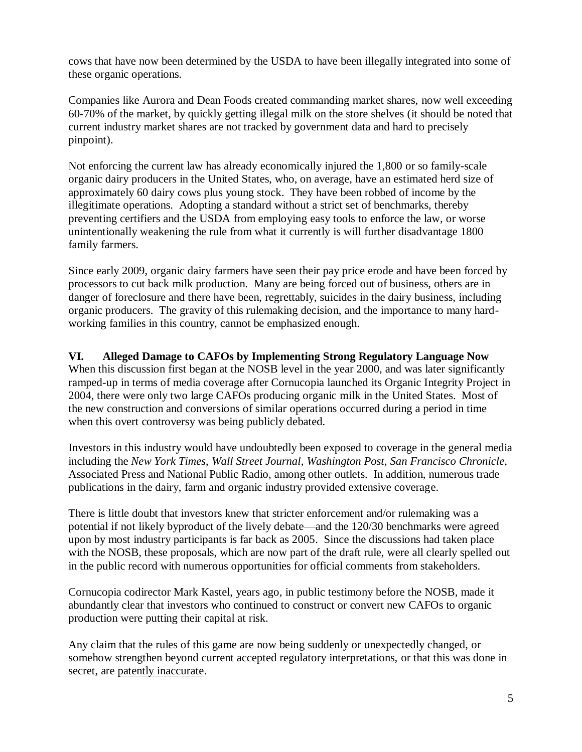cows that have now been determined by the USDA to have been illegally integrated into some of these organic operations.

Companies like Aurora and Dean Foods created commanding market shares, now well exceeding 60-70% of the market, by quickly getting illegal milk on the store shelves (it should be noted that current industry market shares are not tracked by government data and hard to precisely pinpoint).

Not enforcing the current law has already economically injured the 1,800 or so family-scale organic dairy producers in the United States, who, on average, have an estimated herd size of approximately 60 dairy cows plus young stock. They have been robbed of income by the illegitimate operations. Adopting a standard without a strict set of benchmarks, thereby preventing certifiers and the USDA from employing easy tools to enforce the law, or worse unintentionally weakening the rule from what it currently is will further disadvantage 1800 family farmers.

Since early 2009, organic dairy farmers have seen their pay price erode and have been forced by processors to cut back milk production. Many are being forced out of business, others are in danger of foreclosure and there have been, regrettably, suicides in the dairy business, including organic producers. The gravity of this rulemaking decision, and the importance to many hard-working families in this country, cannot be emphasized enough.

## VI. Alleged Damage to CAFOs by Implementing Strong Regulatory Language Now

When this discussion first began at the NOSB level in the year 2000, and was later significantly ramped-up in terms of media coverage after Cornucopia launched its Organic Integrity Project in 2004, there were only two large CAFOs producing organic milk in the United States. Most of the new construction and conversions of similar operations occurred during a period in time when this overt controversy was being publicly debated.

Investors in this industry would have undoubtedly been exposed to coverage in the general media including the *New York Times*, *Wall Street Journal*, *Washington Post*, *San Francisco Chronicle*, Associated Press and National Public Radio, among other outlets. In addition, numerous trade publications in the dairy, farm and organic industry provided extensive coverage.

There is little doubt that investors knew that stricter enforcement and/or rulemaking was a potential if not likely byproduct of the lively debate—and the 120/30 benchmarks were agreed upon by most industry participants is far back as 2005. Since the discussions had taken place with the NOSB, these proposals, which are now part of the draft rule, were all clearly spelled out in the public record with numerous opportunities for official comments from stakeholders.

Cornucopia codirector Mark Kastel, years ago, in public testimony before the NOSB, made it abundantly clear that investors who continued to construct or convert new CAFOs to organic production were putting their capital at risk.

Any claim that the rules of this game are now being suddenly or unexpectedly changed, or somehow strengthen beyond current accepted regulatory interpretations, or that this was done in secret, are <u>patently inaccurate</u>.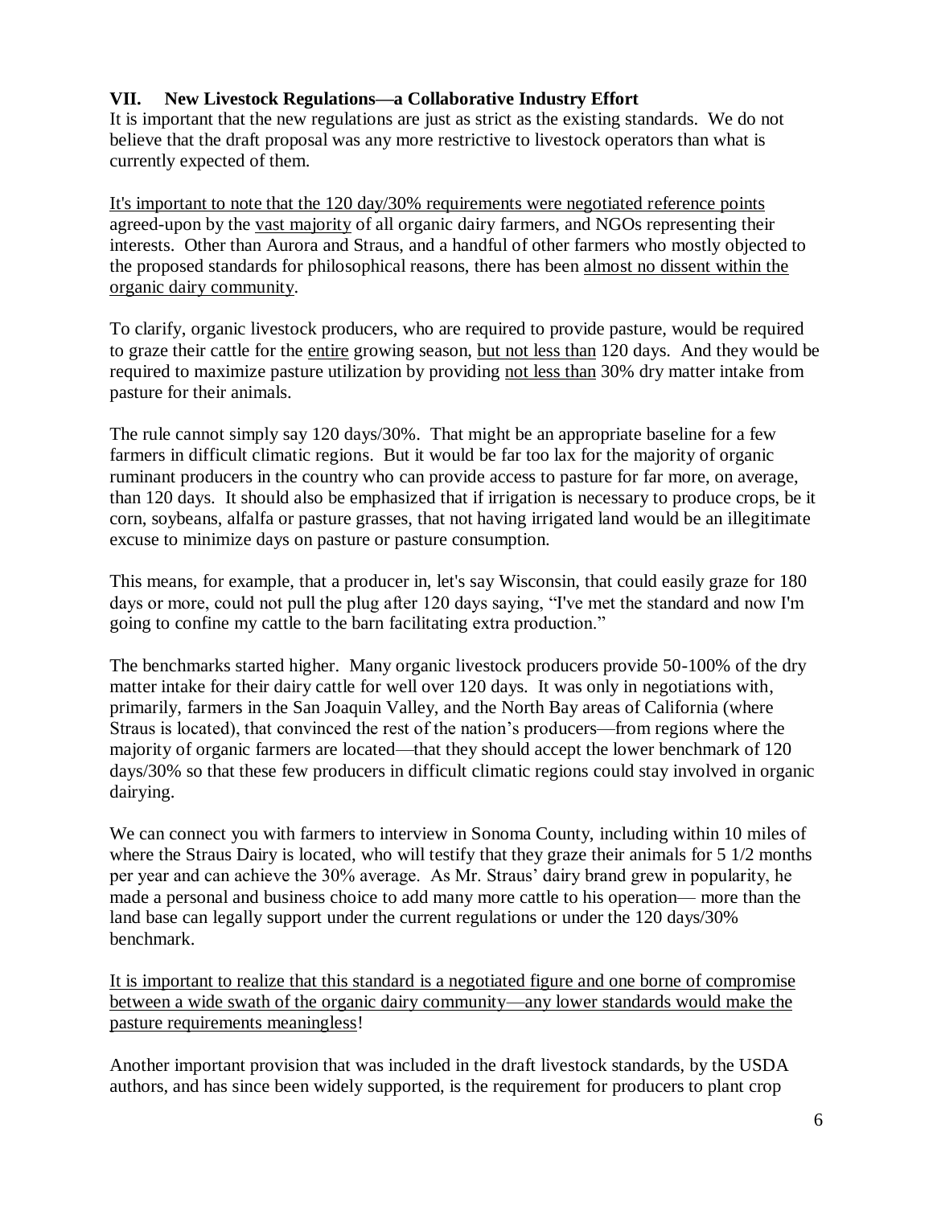### VII. New Livestock Regulations—a Collaborative Industry Effort

It is important that the new regulations are just as strict as the existing standards. We do not believe that the draft proposal was any more restrictive to livestock operators than what is currently expected of them.

<u>It's important to note that the 120 day/30% requirements were negotiated reference points</u> agreed-upon by the <u>vast majority</u> of all organic dairy farmers, and NGOs representing their interests. Other than Aurora and Straus, and a handful of other farmers who mostly objected to the proposed standards for philosophical reasons, there has been <u>almost no dissent within the organic dairy community</u>.

To clarify, organic livestock producers, who are required to provide pasture, would be required to graze their cattle for the <u>entire</u> growing season, <u>but not less than</u> 120 days. And they would be required to maximize pasture utilization by providing <u>not less than</u> 30% dry matter intake from pasture for their animals.

The rule cannot simply say 120 days/30%. That might be an appropriate baseline for a few farmers in difficult climatic regions. But it would be far too lax for the majority of organic ruminant producers in the country who can provide access to pasture for far more, on average, than 120 days. It should also be emphasized that if irrigation is necessary to produce crops, be it corn, soybeans, alfalfa or pasture grasses, that not having irrigated land would be an illegitimate excuse to minimize days on pasture or pasture consumption.

This means, for example, that a producer in, let's say Wisconsin, that could easily graze for 180 days or more, could not pull the plug after 120 days saying, "I've met the standard and now I'm going to confine my cattle to the barn facilitating extra production."

The benchmarks started higher. Many organic livestock producers provide 50-100% of the dry matter intake for their dairy cattle for well over 120 days. It was only in negotiations with, primarily, farmers in the San Joaquin Valley, and the North Bay areas of California (where Straus is located), that convinced the rest of the nation's producers—from regions where the majority of organic farmers are located—that they should accept the lower benchmark of 120 days/30% so that these few producers in difficult climatic regions could stay involved in organic dairying.

We can connect you with farmers to interview in Sonoma County, including within 10 miles of where the Straus Dairy is located, who will testify that they graze their animals for 5 1/2 months per year and can achieve the 30% average. As Mr. Straus' dairy brand grew in popularity, he made a personal and business choice to add many more cattle to his operation— more than the land base can legally support under the current regulations or under the 120 days/30% benchmark.

<u>It is important to realize that this standard is a negotiated figure and one borne of compromise between a wide swath of the organic dairy community—any lower standards would make the pasture requirements meaningless</u>!

Another important provision that was included in the draft livestock standards, by the USDA authors, and has since been widely supported, is the requirement for producers to plant crop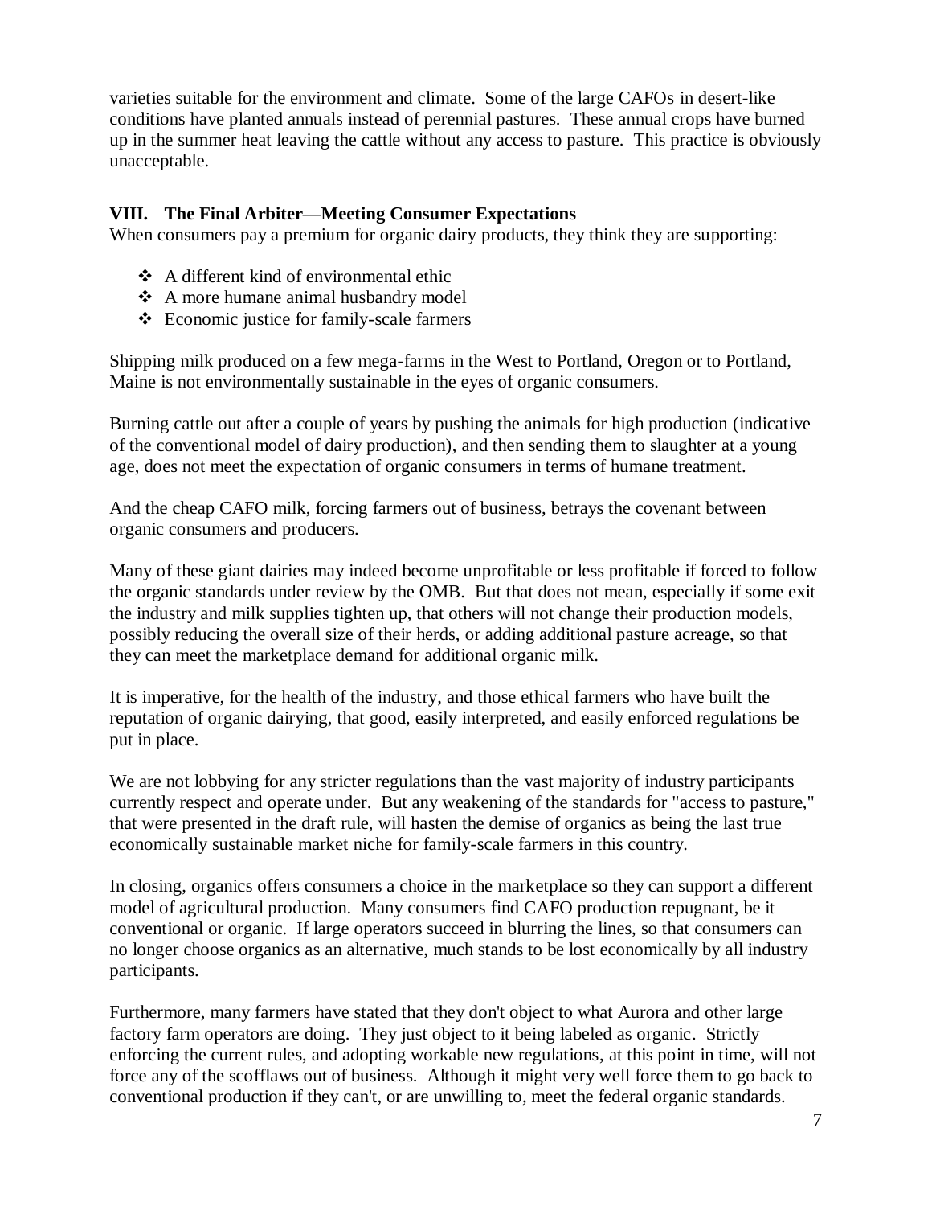varieties suitable for the environment and climate. Some of the large CAFOs in desert-like conditions have planted annuals instead of perennial pastures. These annual crops have burned up in the summer heat leaving the cattle without any access to pasture. This practice is obviously unacceptable.

### VIII. The Final Arbiter—Meeting Consumer Expectations

When consumers pay a premium for organic dairy products, they think they are supporting:

- A different kind of environmental ethic
- A more humane animal husbandry model
- Economic justice for family-scale farmers

Shipping milk produced on a few mega-farms in the West to Portland, Oregon or to Portland, Maine is not environmentally sustainable in the eyes of organic consumers.

Burning cattle out after a couple of years by pushing the animals for high production (indicative of the conventional model of dairy production), and then sending them to slaughter at a young age, does not meet the expectation of organic consumers in terms of humane treatment.

And the cheap CAFO milk, forcing farmers out of business, betrays the covenant between organic consumers and producers.

Many of these giant dairies may indeed become unprofitable or less profitable if forced to follow the organic standards under review by the OMB. But that does not mean, especially if some exit the industry and milk supplies tighten up, that others will not change their production models, possibly reducing the overall size of their herds, or adding additional pasture acreage, so that they can meet the marketplace demand for additional organic milk.

It is imperative, for the health of the industry, and those ethical farmers who have built the reputation of organic dairying, that good, easily interpreted, and easily enforced regulations be put in place.

We are not lobbying for any stricter regulations than the vast majority of industry participants currently respect and operate under. But any weakening of the standards for "access to pasture," that were presented in the draft rule, will hasten the demise of organics as being the last true economically sustainable market niche for family-scale farmers in this country.

In closing, organics offers consumers a choice in the marketplace so they can support a different model of agricultural production. Many consumers find CAFO production repugnant, be it conventional or organic. If large operators succeed in blurring the lines, so that consumers can no longer choose organics as an alternative, much stands to be lost economically by all industry participants.

Furthermore, many farmers have stated that they don't object to what Aurora and other large factory farm operators are doing. They just object to it being labeled as organic. Strictly enforcing the current rules, and adopting workable new regulations, at this point in time, will not force any of the scofflaws out of business. Although it might very well force them to go back to conventional production if they can't, or are unwilling to, meet the federal organic standards.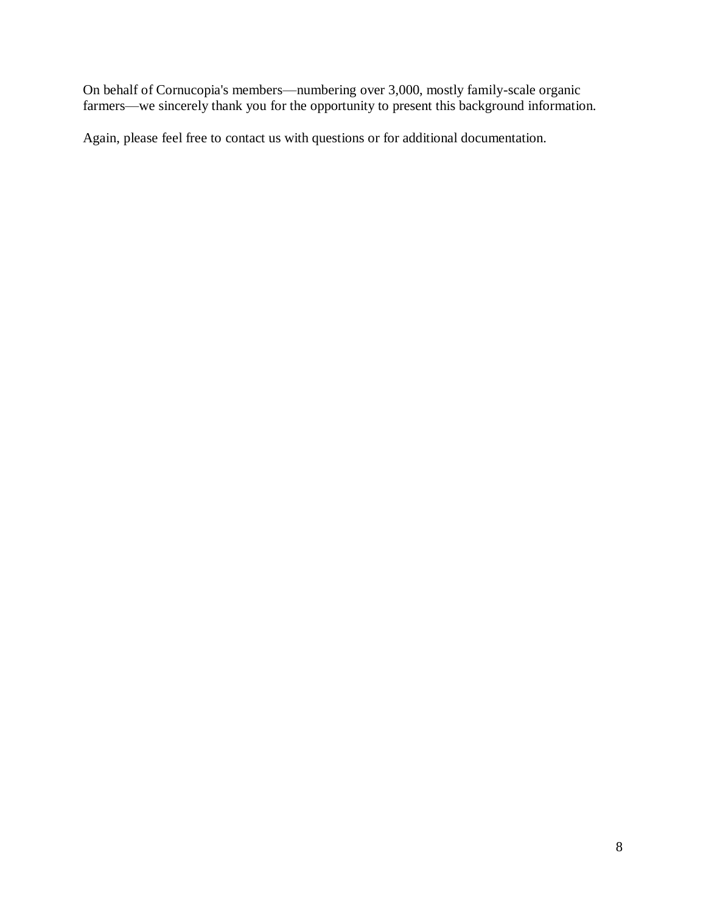On behalf of Cornucopia's members—numbering over 3,000, mostly family-scale organic farmers—we sincerely thank you for the opportunity to present this background information.

Again, please feel free to contact us with questions or for additional documentation.